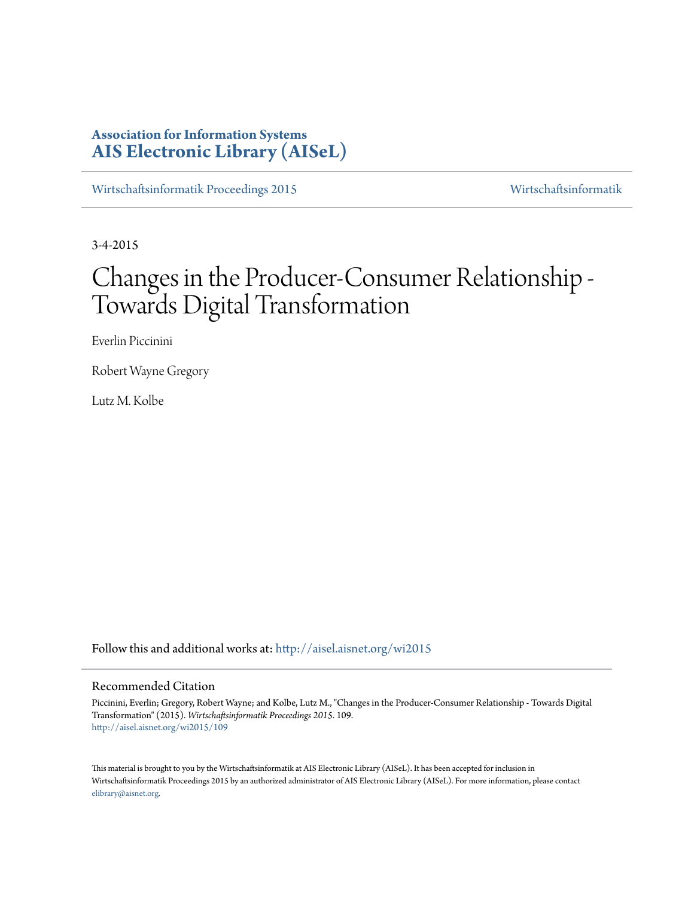**Association for Information Systems**
**AIS Electronic Library (AISeL)**

Wirtschaftsinformatik Proceedings 2015 | Wirtschaftsinformatik

3-4-2015

# Changes in the Producer-Consumer Relationship - Towards Digital Transformation

Everlin Piccinini

Robert Wayne Gregory

Lutz M. Kolbe

Follow this and additional works at: http://aisel.aisnet.org/wi2015

## Recommended Citation

Piccinini, Everlin; Gregory, Robert Wayne; and Kolbe, Lutz M., "Changes in the Producer-Consumer Relationship - Towards Digital Transformation" (2015). *Wirtschaftsinformatik Proceedings 2015*. 109.
http://aisel.aisnet.org/wi2015/109

This material is brought to you by the Wirtschaftsinformatik at AIS Electronic Library (AISeL). It has been accepted for inclusion in Wirtschaftsinformatik Proceedings 2015 by an authorized administrator of AIS Electronic Library (AISeL). For more information, please contact elibrary@aisnet.org.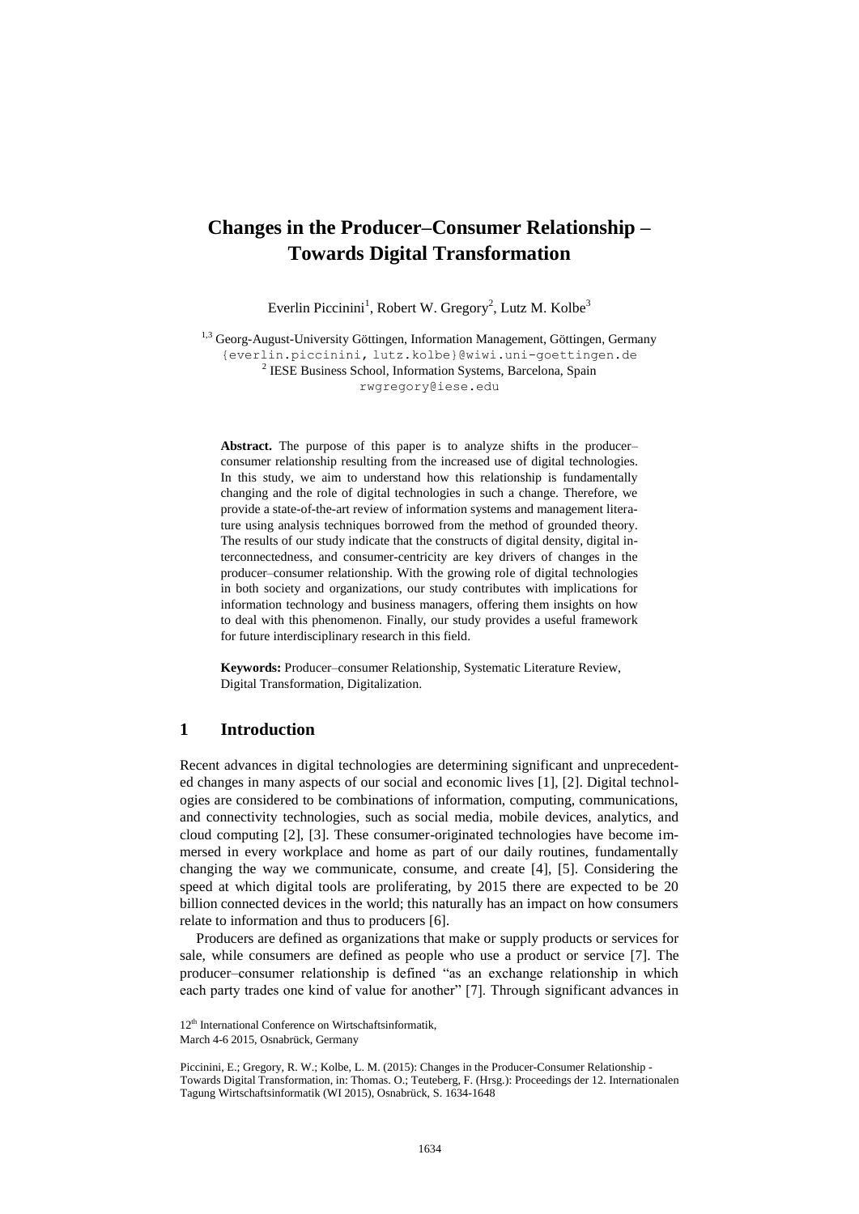# Changes in the Producer–Consumer Relationship – Towards Digital Transformation

Everlin Piccinini[1], Robert W. Gregory[2], Lutz M. Kolbe[3]

[1,3] Georg-August-University Göttingen, Information Management, Göttingen, Germany
{everlin.piccinini, lutz.kolbe}@wiwi.uni-goettingen.de
[2] IESE Business School, Information Systems, Barcelona, Spain
rwgregory@iese.edu

**Abstract.** The purpose of this paper is to analyze shifts in the producer–consumer relationship resulting from the increased use of digital technologies. In this study, we aim to understand how this relationship is fundamentally changing and the role of digital technologies in such a change. Therefore, we provide a state-of-the-art review of information systems and management literature using analysis techniques borrowed from the method of grounded theory. The results of our study indicate that the constructs of digital density, digital interconnectedness, and consumer-centricity are key drivers of changes in the producer–consumer relationship. With the growing role of digital technologies in both society and organizations, our study contributes with implications for information technology and business managers, offering them insights on how to deal with this phenomenon. Finally, our study provides a useful framework for future interdisciplinary research in this field.

**Keywords:** Producer–consumer Relationship, Systematic Literature Review, Digital Transformation, Digitalization.

## 1 Introduction

Recent advances in digital technologies are determining significant and unprecedented changes in many aspects of our social and economic lives [1], [2]. Digital technologies are considered to be combinations of information, computing, communications, and connectivity technologies, such as social media, mobile devices, analytics, and cloud computing [2], [3]. These consumer-originated technologies have become immersed in every workplace and home as part of our daily routines, fundamentally changing the way we communicate, consume, and create [4], [5]. Considering the speed at which digital tools are proliferating, by 2015 there are expected to be 20 billion connected devices in the world; this naturally has an impact on how consumers relate to information and thus to producers [6].

Producers are defined as organizations that make or supply products or services for sale, while consumers are defined as people who use a product or service [7]. The producer–consumer relationship is defined "as an exchange relationship in which each party trades one kind of value for another" [7]. Through significant advances in

12th International Conference on Wirtschaftsinformatik,
March 4-6 2015, Osnabrück, Germany

Piccinini, E.; Gregory, R. W.; Kolbe, L. M. (2015): Changes in the Producer-Consumer Relationship - Towards Digital Transformation, in: Thomas. O.; Teuteberg, F. (Hrsg.): Proceedings der 12. Internationalen Tagung Wirtschaftsinformatik (WI 2015), Osnabrück, S. 1634-1648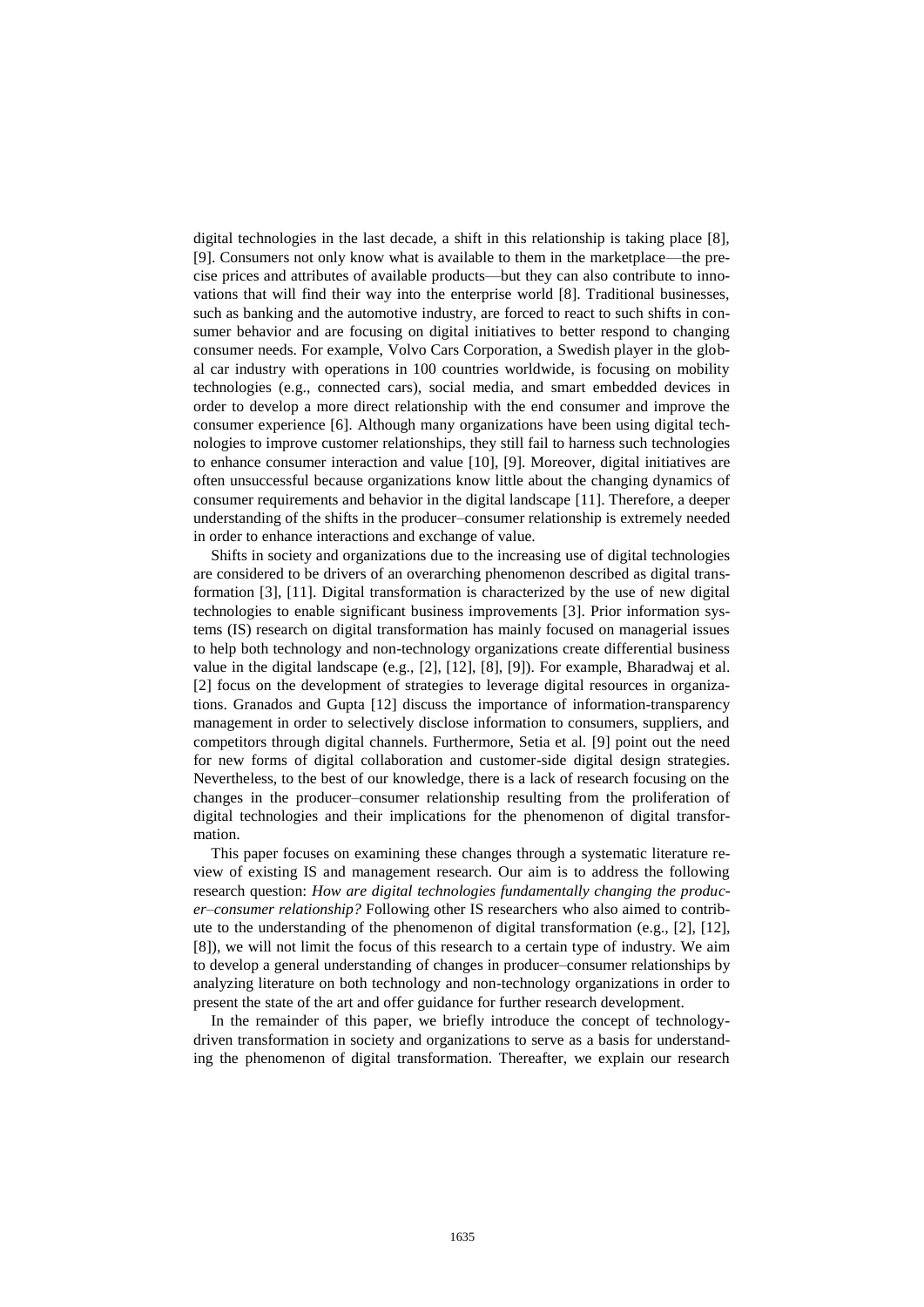digital technologies in the last decade, a shift in this relationship is taking place [8], [9]. Consumers not only know what is available to them in the marketplace—the precise prices and attributes of available products—but they can also contribute to innovations that will find their way into the enterprise world [8]. Traditional businesses, such as banking and the automotive industry, are forced to react to such shifts in consumer behavior and are focusing on digital initiatives to better respond to changing consumer needs. For example, Volvo Cars Corporation, a Swedish player in the global car industry with operations in 100 countries worldwide, is focusing on mobility technologies (e.g., connected cars), social media, and smart embedded devices in order to develop a more direct relationship with the end consumer and improve the consumer experience [6]. Although many organizations have been using digital technologies to improve customer relationships, they still fail to harness such technologies to enhance consumer interaction and value [10], [9]. Moreover, digital initiatives are often unsuccessful because organizations know little about the changing dynamics of consumer requirements and behavior in the digital landscape [11]. Therefore, a deeper understanding of the shifts in the producer–consumer relationship is extremely needed in order to enhance interactions and exchange of value.

Shifts in society and organizations due to the increasing use of digital technologies are considered to be drivers of an overarching phenomenon described as digital transformation [3], [11]. Digital transformation is characterized by the use of new digital technologies to enable significant business improvements [3]. Prior information systems (IS) research on digital transformation has mainly focused on managerial issues to help both technology and non-technology organizations create differential business value in the digital landscape (e.g., [2], [12], [8], [9]). For example, Bharadwaj et al. [2] focus on the development of strategies to leverage digital resources in organizations. Granados and Gupta [12] discuss the importance of information-transparency management in order to selectively disclose information to consumers, suppliers, and competitors through digital channels. Furthermore, Setia et al. [9] point out the need for new forms of digital collaboration and customer-side digital design strategies. Nevertheless, to the best of our knowledge, there is a lack of research focusing on the changes in the producer–consumer relationship resulting from the proliferation of digital technologies and their implications for the phenomenon of digital transformation.

This paper focuses on examining these changes through a systematic literature review of existing IS and management research. Our aim is to address the following research question: *How are digital technologies fundamentally changing the producer–consumer relationship?* Following other IS researchers who also aimed to contribute to the understanding of the phenomenon of digital transformation (e.g., [2], [12], [8]), we will not limit the focus of this research to a certain type of industry. We aim to develop a general understanding of changes in producer–consumer relationships by analyzing literature on both technology and non-technology organizations in order to present the state of the art and offer guidance for further research development.

In the remainder of this paper, we briefly introduce the concept of technology-driven transformation in society and organizations to serve as a basis for understanding the phenomenon of digital transformation. Thereafter, we explain our research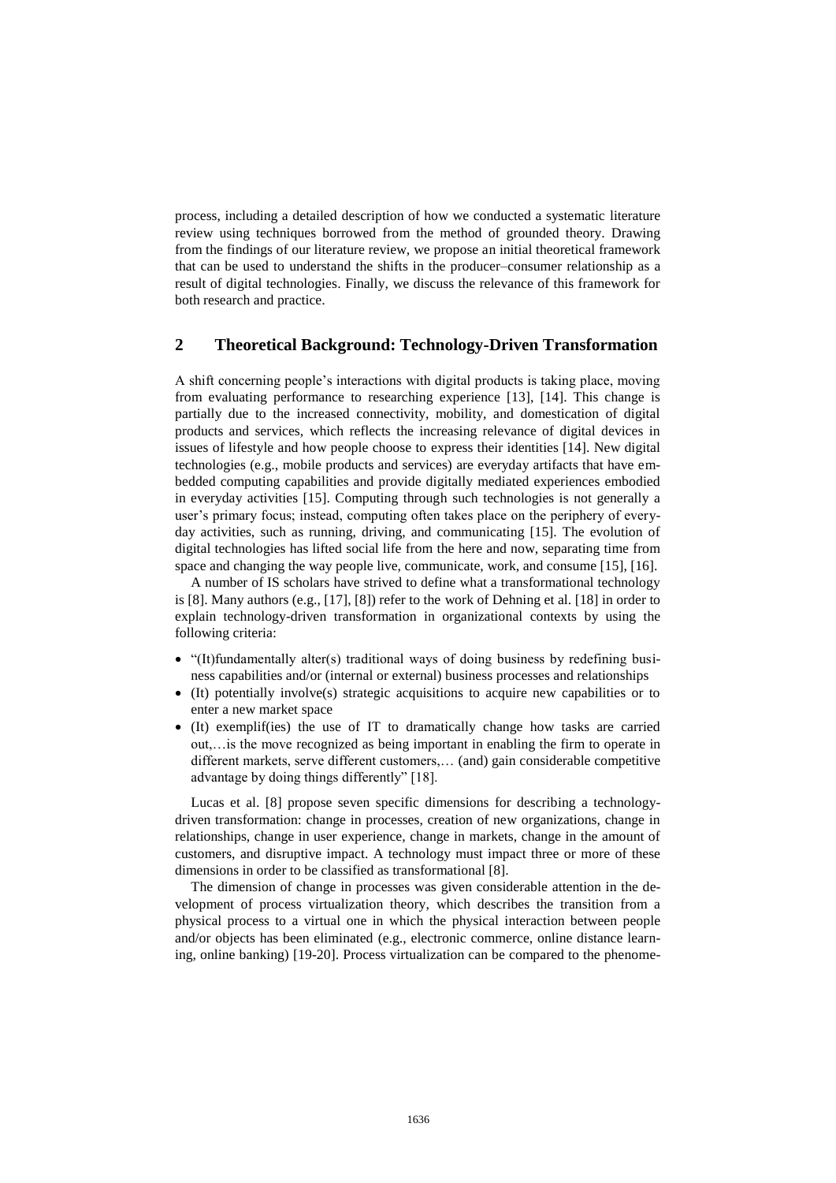process, including a detailed description of how we conducted a systematic literature review using techniques borrowed from the method of grounded theory. Drawing from the findings of our literature review, we propose an initial theoretical framework that can be used to understand the shifts in the producer–consumer relationship as a result of digital technologies. Finally, we discuss the relevance of this framework for both research and practice.

## 2 Theoretical Background: Technology-Driven Transformation

A shift concerning people's interactions with digital products is taking place, moving from evaluating performance to researching experience [13], [14]. This change is partially due to the increased connectivity, mobility, and domestication of digital products and services, which reflects the increasing relevance of digital devices in issues of lifestyle and how people choose to express their identities [14]. New digital technologies (e.g., mobile products and services) are everyday artifacts that have embedded computing capabilities and provide digitally mediated experiences embodied in everyday activities [15]. Computing through such technologies is not generally a user's primary focus; instead, computing often takes place on the periphery of everyday activities, such as running, driving, and communicating [15]. The evolution of digital technologies has lifted social life from the here and now, separating time from space and changing the way people live, communicate, work, and consume [15], [16].

A number of IS scholars have strived to define what a transformational technology is [8]. Many authors (e.g., [17], [8]) refer to the work of Dehning et al. [18] in order to explain technology-driven transformation in organizational contexts by using the following criteria:

- "(It)fundamentally alter(s) traditional ways of doing business by redefining business capabilities and/or (internal or external) business processes and relationships
- (It) potentially involve(s) strategic acquisitions to acquire new capabilities or to enter a new market space
- (It) exemplif(ies) the use of IT to dramatically change how tasks are carried out,…is the move recognized as being important in enabling the firm to operate in different markets, serve different customers,… (and) gain considerable competitive advantage by doing things differently" [18].

Lucas et al. [8] propose seven specific dimensions for describing a technology-driven transformation: change in processes, creation of new organizations, change in relationships, change in user experience, change in markets, change in the amount of customers, and disruptive impact. A technology must impact three or more of these dimensions in order to be classified as transformational [8].

The dimension of change in processes was given considerable attention in the development of process virtualization theory, which describes the transition from a physical process to a virtual one in which the physical interaction between people and/or objects has been eliminated (e.g., electronic commerce, online distance learning, online banking) [19-20]. Process virtualization can be compared to the phenome-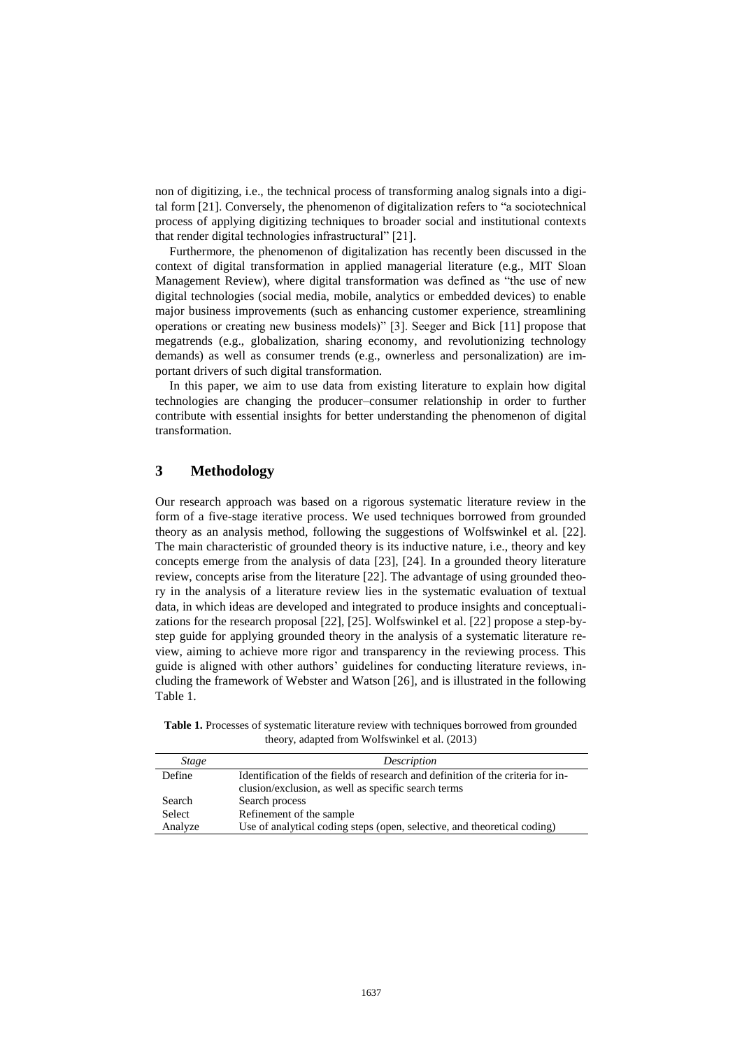non of digitizing, i.e., the technical process of transforming analog signals into a digital form [21]. Conversely, the phenomenon of digitalization refers to "a sociotechnical process of applying digitizing techniques to broader social and institutional contexts that render digital technologies infrastructural" [21].

Furthermore, the phenomenon of digitalization has recently been discussed in the context of digital transformation in applied managerial literature (e.g., MIT Sloan Management Review), where digital transformation was defined as "the use of new digital technologies (social media, mobile, analytics or embedded devices) to enable major business improvements (such as enhancing customer experience, streamlining operations or creating new business models)" [3]. Seeger and Bick [11] propose that megatrends (e.g., globalization, sharing economy, and revolutionizing technology demands) as well as consumer trends (e.g., ownerless and personalization) are important drivers of such digital transformation.

In this paper, we aim to use data from existing literature to explain how digital technologies are changing the producer–consumer relationship in order to further contribute with essential insights for better understanding the phenomenon of digital transformation.

## 3 Methodology

Our research approach was based on a rigorous systematic literature review in the form of a five-stage iterative process. We used techniques borrowed from grounded theory as an analysis method, following the suggestions of Wolfswinkel et al. [22]. The main characteristic of grounded theory is its inductive nature, i.e., theory and key concepts emerge from the analysis of data [23], [24]. In a grounded theory literature review, concepts arise from the literature [22]. The advantage of using grounded theory in the analysis of a literature review lies in the systematic evaluation of textual data, in which ideas are developed and integrated to produce insights and conceptualizations for the research proposal [22], [25]. Wolfswinkel et al. [22] propose a step-by-step guide for applying grounded theory in the analysis of a systematic literature review, aiming to achieve more rigor and transparency in the reviewing process. This guide is aligned with other authors' guidelines for conducting literature reviews, including the framework of Webster and Watson [26], and is illustrated in the following Table 1.

**Table 1.** Processes of systematic literature review with techniques borrowed from grounded theory, adapted from Wolfswinkel et al. (2013)

| *Stage* | *Description* |
|---|---|
| Define | Identification of the fields of research and definition of the criteria for inclusion/exclusion, as well as specific search terms |
| Search | Search process |
| Select | Refinement of the sample |
| Analyze | Use of analytical coding steps (open, selective, and theoretical coding) |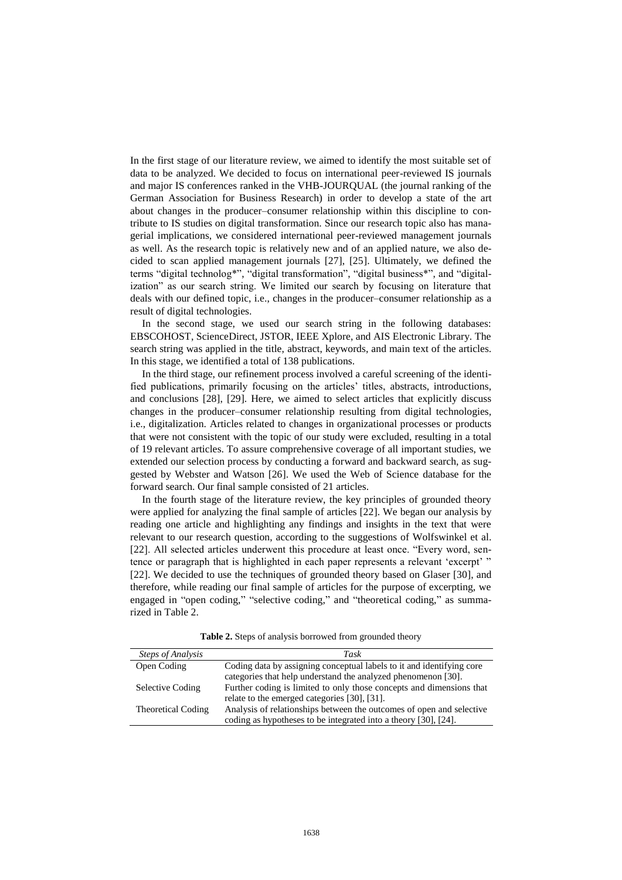In the first stage of our literature review, we aimed to identify the most suitable set of data to be analyzed. We decided to focus on international peer-reviewed IS journals and major IS conferences ranked in the VHB-JOURQUAL (the journal ranking of the German Association for Business Research) in order to develop a state of the art about changes in the producer–consumer relationship within this discipline to contribute to IS studies on digital transformation. Since our research topic also has managerial implications, we considered international peer-reviewed management journals as well. As the research topic is relatively new and of an applied nature, we also decided to scan applied management journals [27], [25]. Ultimately, we defined the terms "digital technolog*", "digital transformation", "digital business*", and "digitalization" as our search string. We limited our search by focusing on literature that deals with our defined topic, i.e., changes in the producer–consumer relationship as a result of digital technologies.

In the second stage, we used our search string in the following databases: EBSCOHOST, ScienceDirect, JSTOR, IEEE Xplore, and AIS Electronic Library. The search string was applied in the title, abstract, keywords, and main text of the articles. In this stage, we identified a total of 138 publications.

In the third stage, our refinement process involved a careful screening of the identified publications, primarily focusing on the articles' titles, abstracts, introductions, and conclusions [28], [29]. Here, we aimed to select articles that explicitly discuss changes in the producer–consumer relationship resulting from digital technologies, i.e., digitalization. Articles related to changes in organizational processes or products that were not consistent with the topic of our study were excluded, resulting in a total of 19 relevant articles. To assure comprehensive coverage of all important studies, we extended our selection process by conducting a forward and backward search, as suggested by Webster and Watson [26]. We used the Web of Science database for the forward search. Our final sample consisted of 21 articles.

In the fourth stage of the literature review, the key principles of grounded theory were applied for analyzing the final sample of articles [22]. We began our analysis by reading one article and highlighting any findings and insights in the text that were relevant to our research question, according to the suggestions of Wolfswinkel et al. [22]. All selected articles underwent this procedure at least once. "Every word, sentence or paragraph that is highlighted in each paper represents a relevant 'excerpt' " [22]. We decided to use the techniques of grounded theory based on Glaser [30], and therefore, while reading our final sample of articles for the purpose of excerpting, we engaged in "open coding," "selective coding," and "theoretical coding," as summarized in Table 2.

**Table 2.** Steps of analysis borrowed from grounded theory

| *Steps of Analysis* | *Task* |
|---|---|
| Open Coding | Coding data by assigning conceptual labels to it and identifying core categories that help understand the analyzed phenomenon [30]. |
| Selective Coding | Further coding is limited to only those concepts and dimensions that relate to the emerged categories [30], [31]. |
| Theoretical Coding | Analysis of relationships between the outcomes of open and selective coding as hypotheses to be integrated into a theory [30], [24]. |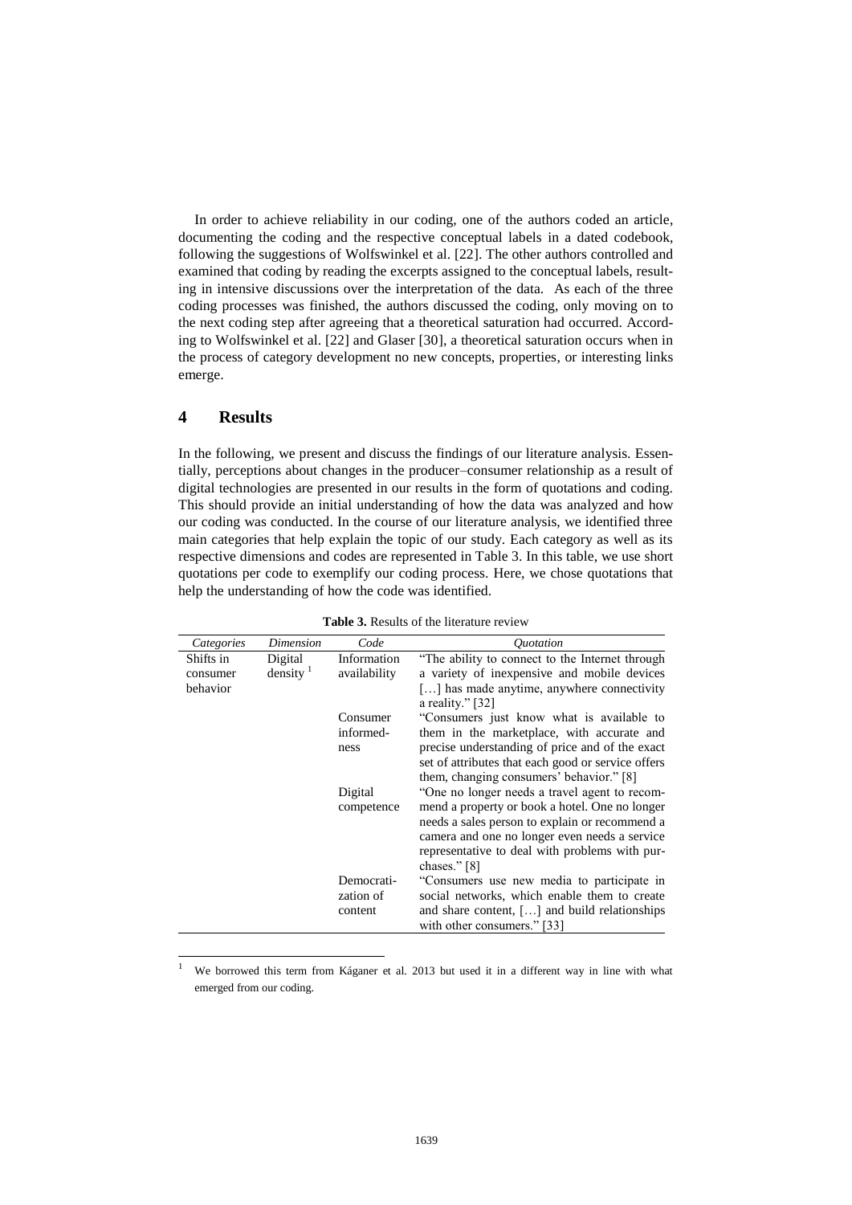In order to achieve reliability in our coding, one of the authors coded an article, documenting the coding and the respective conceptual labels in a dated codebook, following the suggestions of Wolfswinkel et al. [22]. The other authors controlled and examined that coding by reading the excerpts assigned to the conceptual labels, resulting in intensive discussions over the interpretation of the data. As each of the three coding processes was finished, the authors discussed the coding, only moving on to the next coding step after agreeing that a theoretical saturation had occurred. According to Wolfswinkel et al. [22] and Glaser [30], a theoretical saturation occurs when in the process of category development no new concepts, properties, or interesting links emerge.

## 4 Results

In the following, we present and discuss the findings of our literature analysis. Essentially, perceptions about changes in the producer–consumer relationship as a result of digital technologies are presented in our results in the form of quotations and coding. This should provide an initial understanding of how the data was analyzed and how our coding was conducted. In the course of our literature analysis, we identified three main categories that help explain the topic of our study. Each category as well as its respective dimensions and codes are represented in Table 3. In this table, we use short quotations per code to exemplify our coding process. Here, we chose quotations that help the understanding of how the code was identified.

**Table 3.** Results of the literature review

| *Categories* | *Dimension* | *Code* | *Quotation* |
|---|---|---|---|
| Shifts in consumer behavior | Digital density [1] | Information availability | "The ability to connect to the Internet through a variety of inexpensive and mobile devices […] has made anytime, anywhere connectivity a reality." [32] |
| | | Consumer informed-ness | "Consumers just know what is available to them in the marketplace, with accurate and precise understanding of price and of the exact set of attributes that each good or service offers them, changing consumers' behavior." [8] |
| | | Digital competence | "One no longer needs a travel agent to recommend a property or book a hotel. One no longer needs a sales person to explain or recommend a camera and one no longer even needs a service representative to deal with problems with purchases." [8] |
| | | Democrati-zation of content | "Consumers use new media to participate in social networks, which enable them to create and share content, […] and build relationships with other consumers." [33] |

[1] We borrowed this term from Káganer et al. 2013 but used it in a different way in line with what emerged from our coding.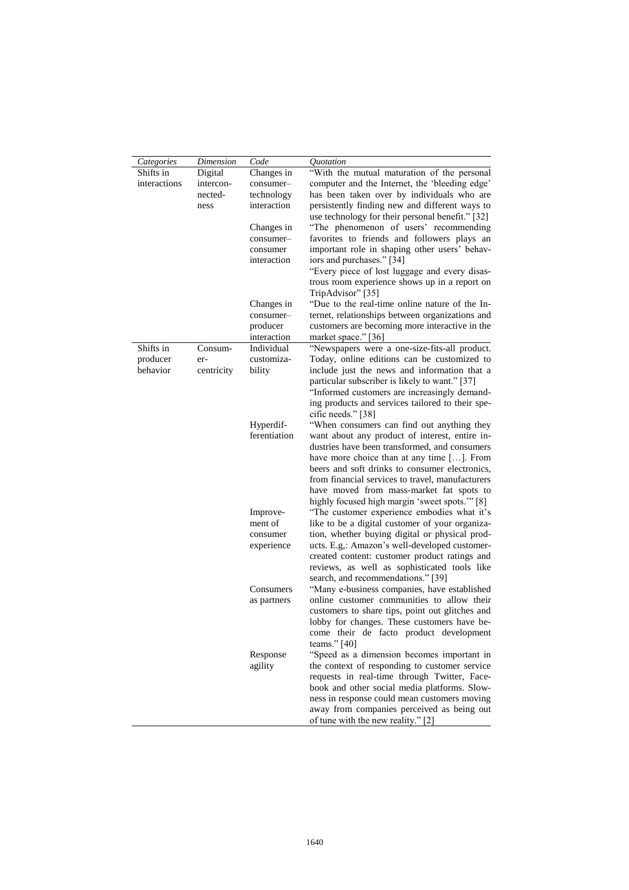| *Categories* | *Dimension* | *Code* | *Quotation* |
|---|---|---|---|
| Shifts in interactions | Digital interconnectedness | Changes in consumer–technology interaction | "With the mutual maturation of the personal computer and the Internet, the 'bleeding edge' has been taken over by individuals who are persistently finding new and different ways to use technology for their personal benefit." [32] |
| | | Changes in consumer–consumer interaction | "The phenomenon of users' recommending favorites to friends and followers plays an important role in shaping other users' behaviors and purchases." [34] |
| | | | "Every piece of lost luggage and every disastrous room experience shows up in a report on TripAdvisor" [35] |
| | | Changes in consumer–producer interaction | "Due to the real-time online nature of the Internet, relationships between organizations and customers are becoming more interactive in the market space." [36] |
| Shifts in producer behavior | Consumer-centricity | Individual customizability | "Newspapers were a one-size-fits-all product. Today, online editions can be customized to include just the news and information that a particular subscriber is likely to want." [37] |
| | | | "Informed customers are increasingly demanding products and services tailored to their specific needs." [38] |
| | | Hyperdifferentiation | "When consumers can find out anything they want about any product of interest, entire industries have been transformed, and consumers have more choice than at any time […]. From beers and soft drinks to consumer electronics, from financial services to travel, manufacturers have moved from mass-market fat spots to highly focused high margin 'sweet spots.'" [8] |
| | | Improvement of consumer experience | "The customer experience embodies what it's like to be a digital customer of your organization, whether buying digital or physical products. E.g,: Amazon's well-developed customer-created content: customer product ratings and reviews, as well as sophisticated tools like search, and recommendations." [39] |
| | | Consumers as partners | "Many e-business companies, have established online customer communities to allow their customers to share tips, point out glitches and lobby for changes. These customers have become their de facto product development teams." [40] |
| | | Response agility | "Speed as a dimension becomes important in the context of responding to customer service requests in real-time through Twitter, Facebook and other social media platforms. Slowness in response could mean customers moving away from companies perceived as being out of tune with the new reality." [2] |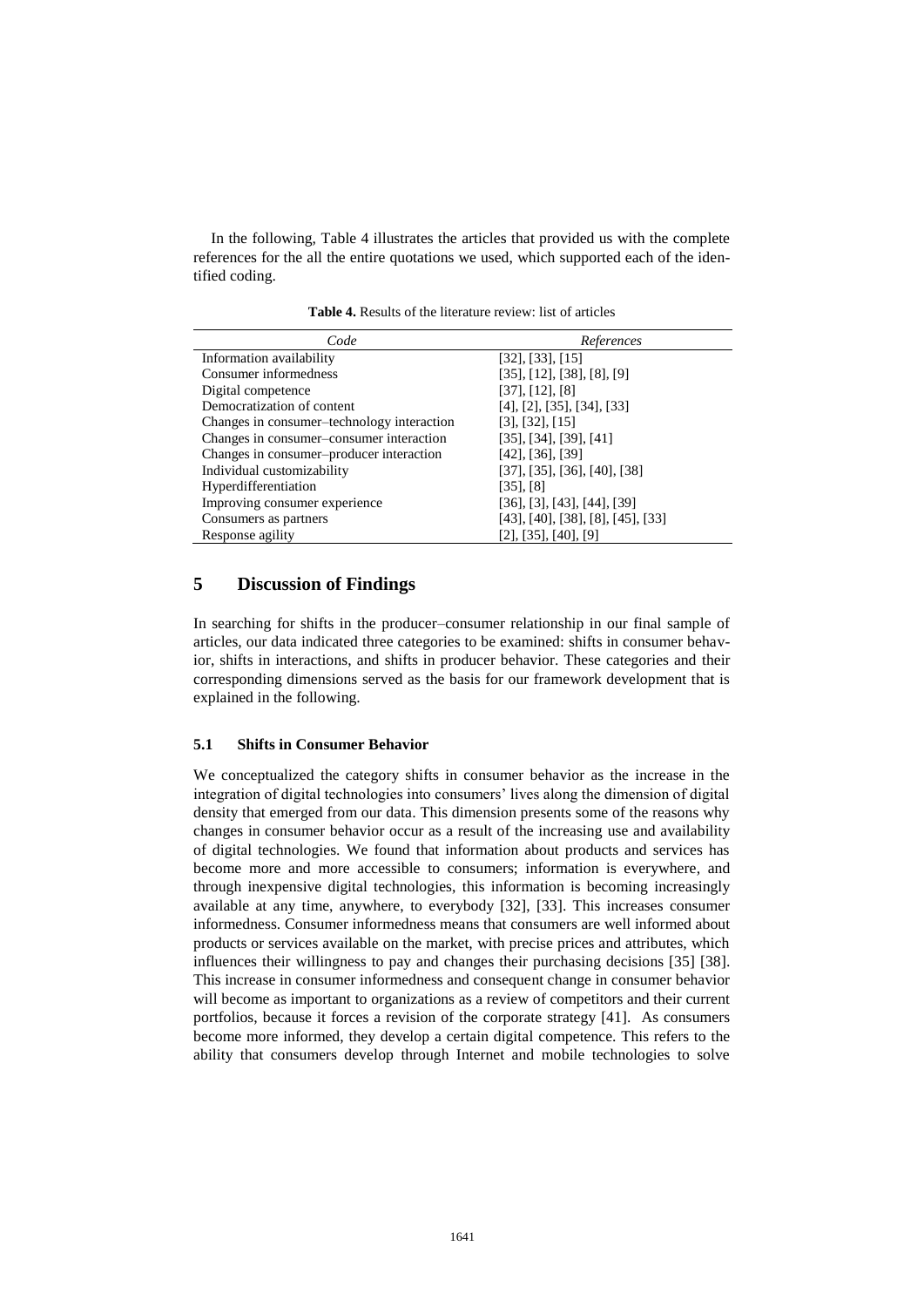In the following, Table 4 illustrates the articles that provided us with the complete references for the all the entire quotations we used, which supported each of the identified coding.

**Table 4.** Results of the literature review: list of articles

| *Code* | *References* |
|---|---|
| Information availability | [32], [33], [15] |
| Consumer informedness | [35], [12], [38], [8], [9] |
| Digital competence | [37], [12], [8] |
| Democratization of content | [4], [2], [35], [34], [33] |
| Changes in consumer–technology interaction | [3], [32], [15] |
| Changes in consumer–consumer interaction | [35], [34], [39], [41] |
| Changes in consumer–producer interaction | [42], [36], [39] |
| Individual customizability | [37], [35], [36], [40], [38] |
| Hyperdifferentiation | [35], [8] |
| Improving consumer experience | [36], [3], [43], [44], [39] |
| Consumers as partners | [43], [40], [38], [8], [45], [33] |
| Response agility | [2], [35], [40], [9] |

## 5 Discussion of Findings

In searching for shifts in the producer–consumer relationship in our final sample of articles, our data indicated three categories to be examined: shifts in consumer behavior, shifts in interactions, and shifts in producer behavior. These categories and their corresponding dimensions served as the basis for our framework development that is explained in the following.

### 5.1 Shifts in Consumer Behavior

We conceptualized the category shifts in consumer behavior as the increase in the integration of digital technologies into consumers' lives along the dimension of digital density that emerged from our data. This dimension presents some of the reasons why changes in consumer behavior occur as a result of the increasing use and availability of digital technologies. We found that information about products and services has become more and more accessible to consumers; information is everywhere, and through inexpensive digital technologies, this information is becoming increasingly available at any time, anywhere, to everybody [32], [33]. This increases consumer informedness. Consumer informedness means that consumers are well informed about products or services available on the market, with precise prices and attributes, which influences their willingness to pay and changes their purchasing decisions [35] [38]. This increase in consumer informedness and consequent change in consumer behavior will become as important to organizations as a review of competitors and their current portfolios, because it forces a revision of the corporate strategy [41]. As consumers become more informed, they develop a certain digital competence. This refers to the ability that consumers develop through Internet and mobile technologies to solve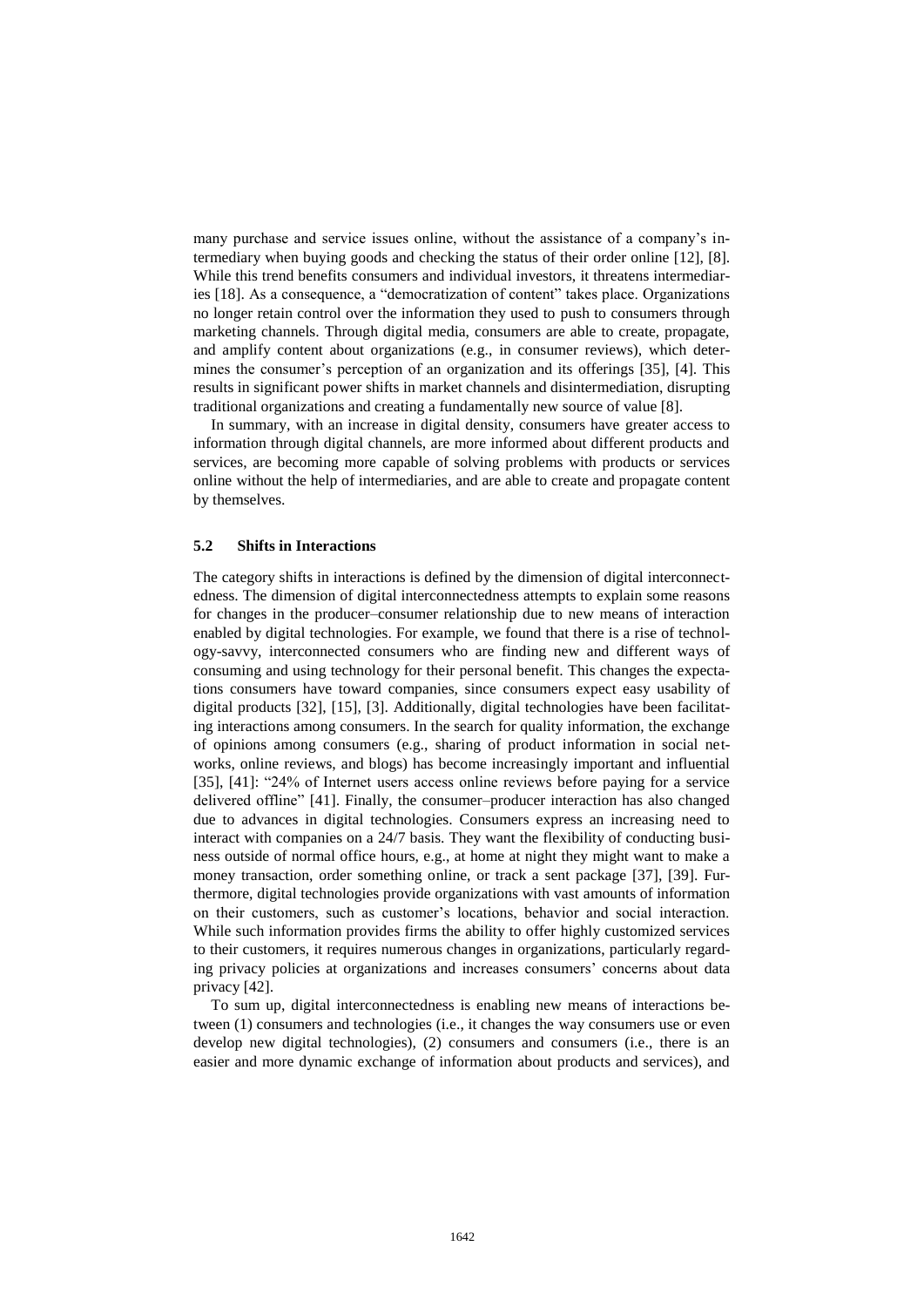many purchase and service issues online, without the assistance of a company's intermediary when buying goods and checking the status of their order online [12], [8]. While this trend benefits consumers and individual investors, it threatens intermediaries [18]. As a consequence, a "democratization of content" takes place. Organizations no longer retain control over the information they used to push to consumers through marketing channels. Through digital media, consumers are able to create, propagate, and amplify content about organizations (e.g., in consumer reviews), which determines the consumer's perception of an organization and its offerings [35], [4]. This results in significant power shifts in market channels and disintermediation, disrupting traditional organizations and creating a fundamentally new source of value [8].

In summary, with an increase in digital density, consumers have greater access to information through digital channels, are more informed about different products and services, are becoming more capable of solving problems with products or services online without the help of intermediaries, and are able to create and propagate content by themselves.

### 5.2 Shifts in Interactions

The category shifts in interactions is defined by the dimension of digital interconnectedness. The dimension of digital interconnectedness attempts to explain some reasons for changes in the producer–consumer relationship due to new means of interaction enabled by digital technologies. For example, we found that there is a rise of technology-savvy, interconnected consumers who are finding new and different ways of consuming and using technology for their personal benefit. This changes the expectations consumers have toward companies, since consumers expect easy usability of digital products [32], [15], [3]. Additionally, digital technologies have been facilitating interactions among consumers. In the search for quality information, the exchange of opinions among consumers (e.g., sharing of product information in social networks, online reviews, and blogs) has become increasingly important and influential [35], [41]: "24% of Internet users access online reviews before paying for a service delivered offline" [41]. Finally, the consumer–producer interaction has also changed due to advances in digital technologies. Consumers express an increasing need to interact with companies on a 24/7 basis. They want the flexibility of conducting business outside of normal office hours, e.g., at home at night they might want to make a money transaction, order something online, or track a sent package [37], [39]. Furthermore, digital technologies provide organizations with vast amounts of information on their customers, such as customer's locations, behavior and social interaction. While such information provides firms the ability to offer highly customized services to their customers, it requires numerous changes in organizations, particularly regarding privacy policies at organizations and increases consumers' concerns about data privacy [42].

To sum up, digital interconnectedness is enabling new means of interactions between (1) consumers and technologies (i.e., it changes the way consumers use or even develop new digital technologies), (2) consumers and consumers (i.e., there is an easier and more dynamic exchange of information about products and services), and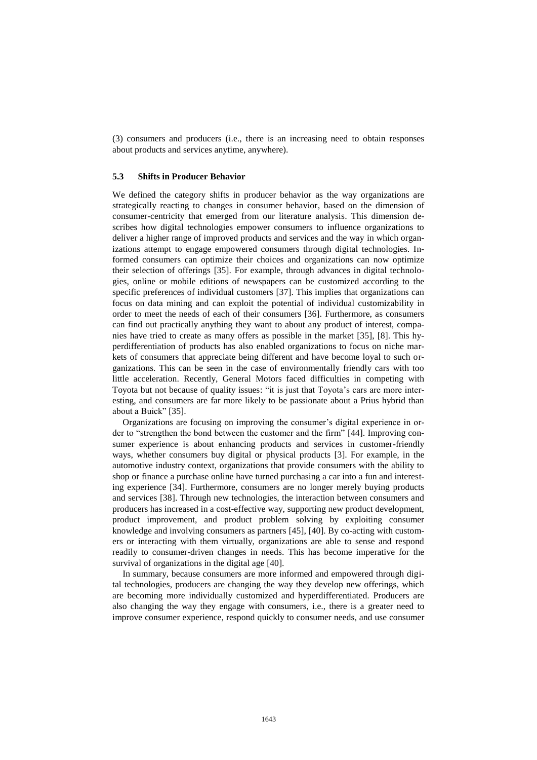(3) consumers and producers (i.e., there is an increasing need to obtain responses about products and services anytime, anywhere).

### 5.3 Shifts in Producer Behavior

We defined the category shifts in producer behavior as the way organizations are strategically reacting to changes in consumer behavior, based on the dimension of consumer-centricity that emerged from our literature analysis. This dimension describes how digital technologies empower consumers to influence organizations to deliver a higher range of improved products and services and the way in which organizations attempt to engage empowered consumers through digital technologies. Informed consumers can optimize their choices and organizations can now optimize their selection of offerings [35]. For example, through advances in digital technologies, online or mobile editions of newspapers can be customized according to the specific preferences of individual customers [37]. This implies that organizations can focus on data mining and can exploit the potential of individual customizability in order to meet the needs of each of their consumers [36]. Furthermore, as consumers can find out practically anything they want to about any product of interest, companies have tried to create as many offers as possible in the market [35], [8]. This hyperdifferentiation of products has also enabled organizations to focus on niche markets of consumers that appreciate being different and have become loyal to such organizations. This can be seen in the case of environmentally friendly cars with too little acceleration. Recently, General Motors faced difficulties in competing with Toyota but not because of quality issues: "it is just that Toyota's cars are more interesting, and consumers are far more likely to be passionate about a Prius hybrid than about a Buick" [35].

Organizations are focusing on improving the consumer's digital experience in order to "strengthen the bond between the customer and the firm" [44]. Improving consumer experience is about enhancing products and services in customer-friendly ways, whether consumers buy digital or physical products [3]. For example, in the automotive industry context, organizations that provide consumers with the ability to shop or finance a purchase online have turned purchasing a car into a fun and interesting experience [34]. Furthermore, consumers are no longer merely buying products and services [38]. Through new technologies, the interaction between consumers and producers has increased in a cost-effective way, supporting new product development, product improvement, and product problem solving by exploiting consumer knowledge and involving consumers as partners [45], [40]. By co-acting with customers or interacting with them virtually, organizations are able to sense and respond readily to consumer-driven changes in needs. This has become imperative for the survival of organizations in the digital age [40].

In summary, because consumers are more informed and empowered through digital technologies, producers are changing the way they develop new offerings, which are becoming more individually customized and hyperdifferentiated. Producers are also changing the way they engage with consumers, i.e., there is a greater need to improve consumer experience, respond quickly to consumer needs, and use consumer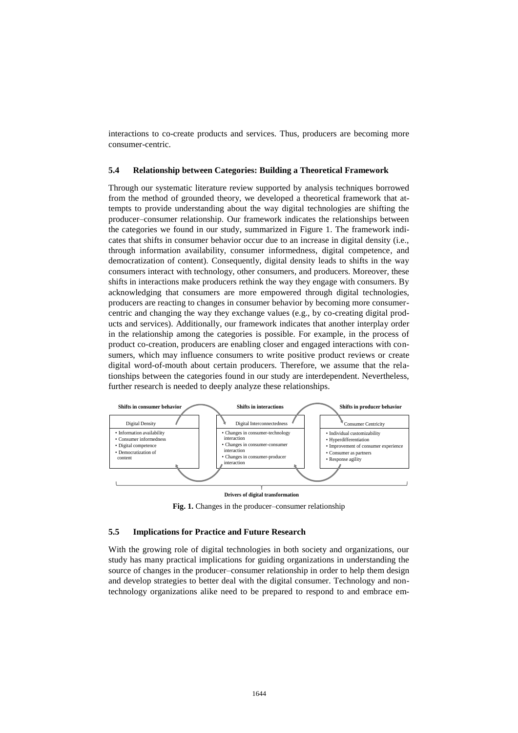interactions to co-create products and services. Thus, producers are becoming more consumer-centric.

### 5.4 Relationship between Categories: Building a Theoretical Framework

Through our systematic literature review supported by analysis techniques borrowed from the method of grounded theory, we developed a theoretical framework that attempts to provide understanding about the way digital technologies are shifting the producer–consumer relationship. Our framework indicates the relationships between the categories we found in our study, summarized in Figure 1. The framework indicates that shifts in consumer behavior occur due to an increase in digital density (i.e., through information availability, consumer informedness, digital competence, and democratization of content). Consequently, digital density leads to shifts in the way consumers interact with technology, other consumers, and producers. Moreover, these shifts in interactions make producers rethink the way they engage with consumers. By acknowledging that consumers are more empowered through digital technologies, producers are reacting to changes in consumer behavior by becoming more consumer-centric and changing the way they exchange values (e.g., by co-creating digital products and services). Additionally, our framework indicates that another interplay order in the relationship among the categories is possible. For example, in the process of product co-creation, producers are enabling closer and engaged interactions with consumers, which may influence consumers to write positive product reviews or create digital word-of-mouth about certain producers. Therefore, we assume that the relationships between the categories found in our study are interdependent. Nevertheless, further research is needed to deeply analyze these relationships.

| Shifts in consumer behavior | Shifts in interactions | Shifts in producer behavior |
|---|---|---|
| Digital Density | Digital Interconnectedness | Consumer Centricity |
| • Information availability<br>• Consumer informedness<br>• Digital competence<br>• Democratization of content | • Changes in consumer-technology interaction<br>• Changes in consumer-consumer interaction<br>• Changes in consumer-producer interaction | • Individual customizability<br>• Hyperdifferentiation<br>• Improvement of consumer experience<br>• Consumer as partners<br>• Response agility |

**Drivers of digital transformation**

**Fig. 1.** Changes in the producer–consumer relationship

### 5.5 Implications for Practice and Future Research

With the growing role of digital technologies in both society and organizations, our study has many practical implications for guiding organizations in understanding the source of changes in the producer–consumer relationship in order to help them design and develop strategies to better deal with the digital consumer. Technology and non-technology organizations alike need to be prepared to respond to and embrace em-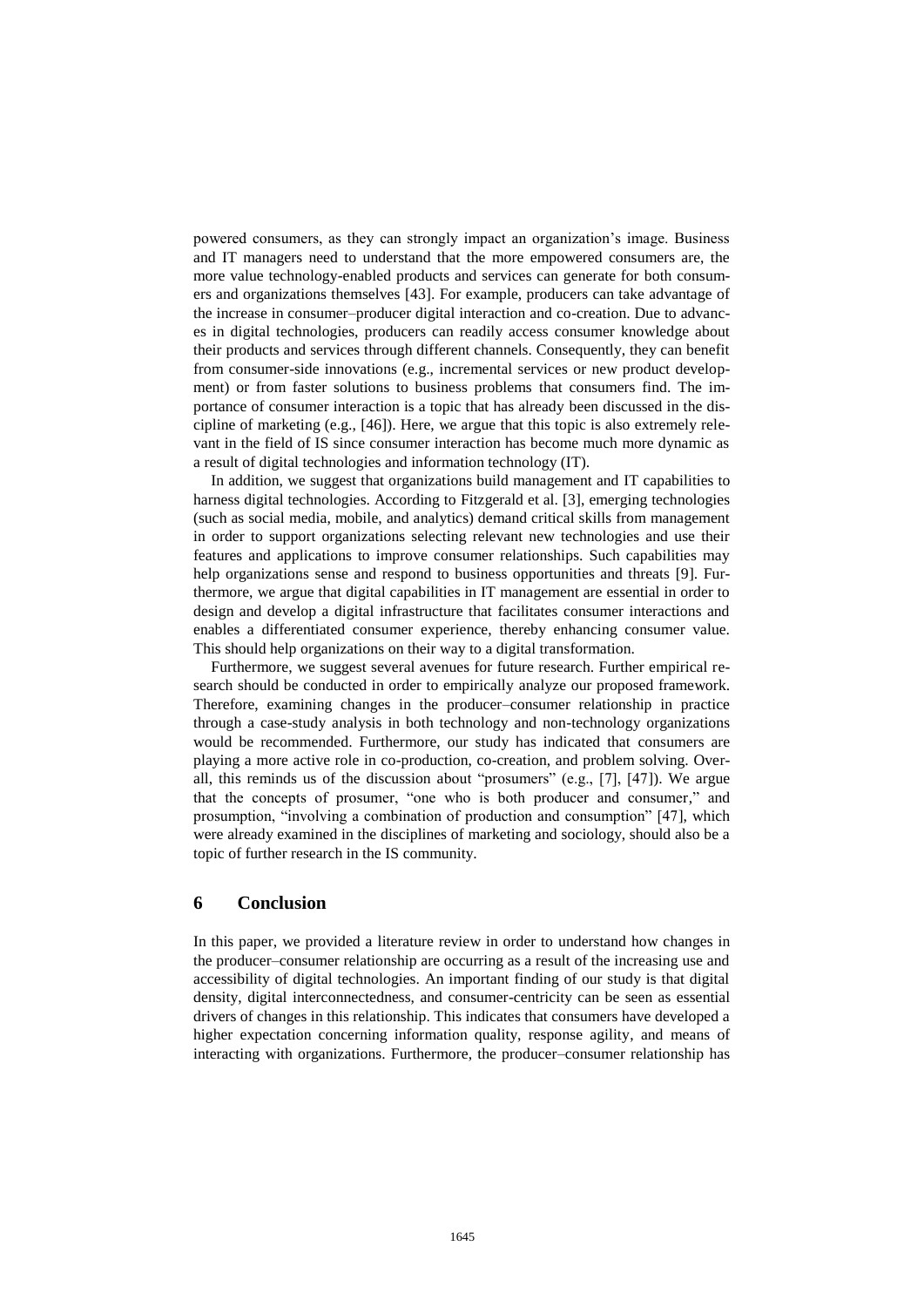powered consumers, as they can strongly impact an organization's image. Business and IT managers need to understand that the more empowered consumers are, the more value technology-enabled products and services can generate for both consumers and organizations themselves [43]. For example, producers can take advantage of the increase in consumer–producer digital interaction and co-creation. Due to advances in digital technologies, producers can readily access consumer knowledge about their products and services through different channels. Consequently, they can benefit from consumer-side innovations (e.g., incremental services or new product development) or from faster solutions to business problems that consumers find. The importance of consumer interaction is a topic that has already been discussed in the discipline of marketing (e.g., [46]). Here, we argue that this topic is also extremely relevant in the field of IS since consumer interaction has become much more dynamic as a result of digital technologies and information technology (IT).

In addition, we suggest that organizations build management and IT capabilities to harness digital technologies. According to Fitzgerald et al. [3], emerging technologies (such as social media, mobile, and analytics) demand critical skills from management in order to support organizations selecting relevant new technologies and use their features and applications to improve consumer relationships. Such capabilities may help organizations sense and respond to business opportunities and threats [9]. Furthermore, we argue that digital capabilities in IT management are essential in order to design and develop a digital infrastructure that facilitates consumer interactions and enables a differentiated consumer experience, thereby enhancing consumer value. This should help organizations on their way to a digital transformation.

Furthermore, we suggest several avenues for future research. Further empirical research should be conducted in order to empirically analyze our proposed framework. Therefore, examining changes in the producer–consumer relationship in practice through a case-study analysis in both technology and non-technology organizations would be recommended. Furthermore, our study has indicated that consumers are playing a more active role in co-production, co-creation, and problem solving. Overall, this reminds us of the discussion about "prosumers" (e.g., [7], [47]). We argue that the concepts of prosumer, "one who is both producer and consumer," and prosumption, "involving a combination of production and consumption" [47], which were already examined in the disciplines of marketing and sociology, should also be a topic of further research in the IS community.

## 6 Conclusion

In this paper, we provided a literature review in order to understand how changes in the producer–consumer relationship are occurring as a result of the increasing use and accessibility of digital technologies. An important finding of our study is that digital density, digital interconnectedness, and consumer-centricity can be seen as essential drivers of changes in this relationship. This indicates that consumers have developed a higher expectation concerning information quality, response agility, and means of interacting with organizations. Furthermore, the producer–consumer relationship has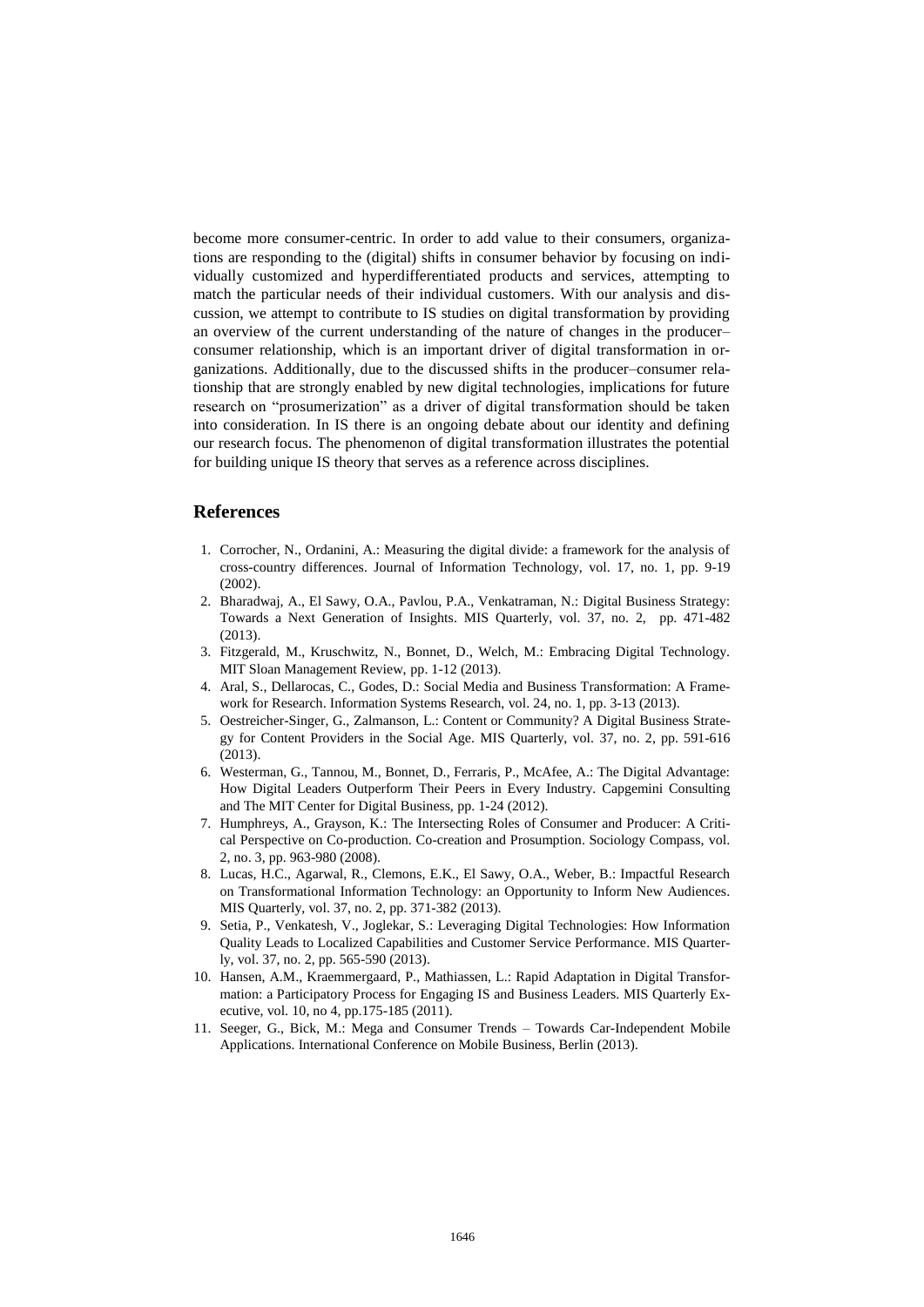become more consumer-centric. In order to add value to their consumers, organizations are responding to the (digital) shifts in consumer behavior by focusing on individually customized and hyperdifferentiated products and services, attempting to match the particular needs of their individual customers. With our analysis and discussion, we attempt to contribute to IS studies on digital transformation by providing an overview of the current understanding of the nature of changes in the producer–consumer relationship, which is an important driver of digital transformation in organizations. Additionally, due to the discussed shifts in the producer–consumer relationship that are strongly enabled by new digital technologies, implications for future research on "prosumerization" as a driver of digital transformation should be taken into consideration. In IS there is an ongoing debate about our identity and defining our research focus. The phenomenon of digital transformation illustrates the potential for building unique IS theory that serves as a reference across disciplines.

## References

1. Corrocher, N., Ordanini, A.: Measuring the digital divide: a framework for the analysis of cross-country differences. Journal of Information Technology, vol. 17, no. 1, pp. 9-19 (2002).
2. Bharadwaj, A., El Sawy, O.A., Pavlou, P.A., Venkatraman, N.: Digital Business Strategy: Towards a Next Generation of Insights. MIS Quarterly, vol. 37, no. 2, pp. 471-482 (2013).
3. Fitzgerald, M., Kruschwitz, N., Bonnet, D., Welch, M.: Embracing Digital Technology. MIT Sloan Management Review, pp. 1-12 (2013).
4. Aral, S., Dellarocas, C., Godes, D.: Social Media and Business Transformation: A Framework for Research. Information Systems Research, vol. 24, no. 1, pp. 3-13 (2013).
5. Oestreicher-Singer, G., Zalmanson, L.: Content or Community? A Digital Business Strategy for Content Providers in the Social Age. MIS Quarterly, vol. 37, no. 2, pp. 591-616 (2013).
6. Westerman, G., Tannou, M., Bonnet, D., Ferraris, P., McAfee, A.: The Digital Advantage: How Digital Leaders Outperform Their Peers in Every Industry. Capgemini Consulting and The MIT Center for Digital Business, pp. 1-24 (2012).
7. Humphreys, A., Grayson, K.: The Intersecting Roles of Consumer and Producer: A Critical Perspective on Co-production. Co-creation and Prosumption. Sociology Compass, vol. 2, no. 3, pp. 963-980 (2008).
8. Lucas, H.C., Agarwal, R., Clemons, E.K., El Sawy, O.A., Weber, B.: Impactful Research on Transformational Information Technology: an Opportunity to Inform New Audiences. MIS Quarterly, vol. 37, no. 2, pp. 371-382 (2013).
9. Setia, P., Venkatesh, V., Joglekar, S.: Leveraging Digital Technologies: How Information Quality Leads to Localized Capabilities and Customer Service Performance. MIS Quarterly, vol. 37, no. 2, pp. 565-590 (2013).
10. Hansen, A.M., Kraemmergaard, P., Mathiassen, L.: Rapid Adaptation in Digital Transformation: a Participatory Process for Engaging IS and Business Leaders. MIS Quarterly Executive, vol. 10, no 4, pp.175-185 (2011).
11. Seeger, G., Bick, M.: Mega and Consumer Trends – Towards Car-Independent Mobile Applications. International Conference on Mobile Business, Berlin (2013).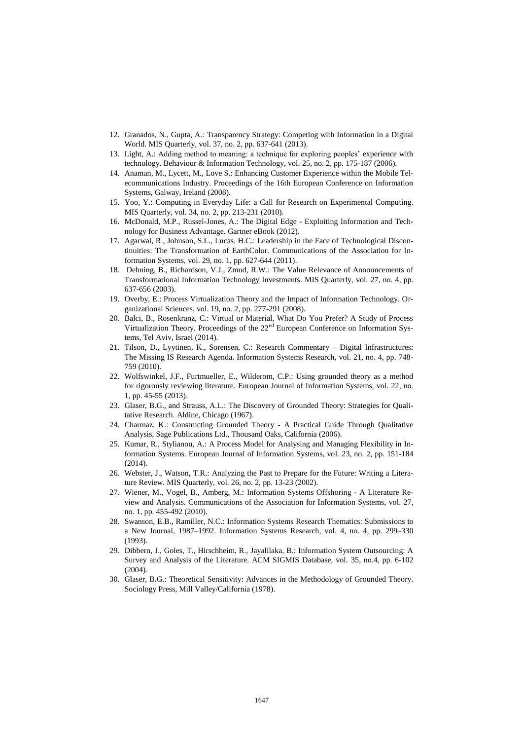12. Granados, N., Gupta, A.: Transparency Strategy: Competing with Information in a Digital World. MIS Quarterly, vol. 37, no. 2, pp. 637-641 (2013).
13. Light, A.: Adding method to meaning: a technique for exploring peoples' experience with technology. Behaviour & Information Technology, vol. 25, no. 2, pp. 175-187 (2006).
14. Anaman, M., Lycett, M., Love S.: Enhancing Customer Experience within the Mobile Telecommunications Industry. Proceedings of the 16th European Conference on Information Systems, Galway, Ireland (2008).
15. Yoo, Y.: Computing in Everyday Life: a Call for Research on Experimental Computing. MIS Quarterly, vol. 34, no. 2, pp. 213-231 (2010).
16. McDonald, M.P., Russel-Jones, A.: The Digital Edge - Exploiting Information and Technology for Business Advantage. Gartner eBook (2012).
17. Agarwal, R., Johnson, S.L., Lucas, H.C.: Leadership in the Face of Technological Discontinuities: The Transformation of EarthColor. Communications of the Association for Information Systems, vol. 29, no. 1, pp. 627-644 (2011).
18. Dehning, B., Richardson, V.J., Zmud, R.W.: The Value Relevance of Announcements of Transformational Information Technology Investments. MIS Quarterly, vol. 27, no. 4, pp. 637-656 (2003).
19. Overby, E.: Process Virtualization Theory and the Impact of Information Technology. Organizational Sciences, vol. 19, no. 2, pp. 277-291 (2008).
20. Balci, B., Rosenkranz, C.: Virtual or Material, What Do You Prefer? A Study of Process Virtualization Theory. Proceedings of the 22nd European Conference on Information Systems, Tel Aviv, Israel (2014).
21. Tilson, D., Lyytinen, K., Sorensen, C.: Research Commentary – Digital Infrastructures: The Missing IS Research Agenda. Information Systems Research, vol. 21, no. 4, pp. 748-759 (2010).
22. Wolfswinkel, J.F., Furtmueller, E., Wilderom, C.P.: Using grounded theory as a method for rigorously reviewing literature. European Journal of Information Systems, vol. 22, no. 1, pp. 45-55 (2013).
23. Glaser, B.G., and Strauss, A.L.: The Discovery of Grounded Theory: Strategies for Qualitative Research. Aldine, Chicago (1967).
24. Charmaz, K.: Constructing Grounded Theory - A Practical Guide Through Qualitative Analysis, Sage Publications Ltd., Thousand Oaks, California (2006).
25. Kumar, R., Stylianou, A.: A Process Model for Analysing and Managing Flexibility in Information Systems. European Journal of Information Systems, vol. 23, no. 2, pp. 151-184 (2014).
26. Webster, J., Watson, T.R.: Analyzing the Past to Prepare for the Future: Writing a Literature Review. MIS Quarterly, vol. 26, no. 2, pp. 13-23 (2002).
27. Wiener, M., Vogel, B., Amberg, M.: Information Systems Offshoring - A Literature Review and Analysis. Communications of the Association for Information Systems, vol. 27, no. 1, pp. 455-492 (2010).
28. Swanson, E.B., Ramiller, N.C.: Information Systems Research Thematics: Submissions to a New Journal, 1987–1992. Information Systems Research, vol. 4, no. 4, pp. 299–330 (1993).
29. Dibbern, J., Goles, T., Hirschheim, R., Jayalilaka, B.: Information System Outsourcing: A Survey and Analysis of the Literature. ACM SIGMIS Database, vol. 35, no.4, pp. 6-102 (2004).
30. Glaser, B.G.: Theoretical Sensitivity: Advances in the Methodology of Grounded Theory. Sociology Press, Mill Valley/California (1978).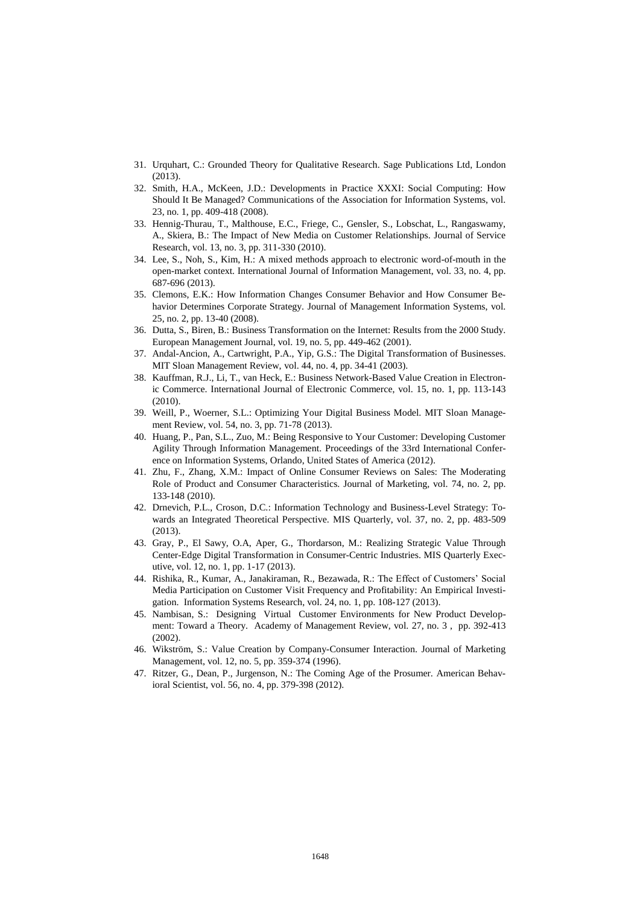31. Urquhart, C.: Grounded Theory for Qualitative Research. Sage Publications Ltd, London (2013).
32. Smith, H.A., McKeen, J.D.: Developments in Practice XXXI: Social Computing: How Should It Be Managed? Communications of the Association for Information Systems, vol. 23, no. 1, pp. 409-418 (2008).
33. Hennig-Thurau, T., Malthouse, E.C., Friege, C., Gensler, S., Lobschat, L., Rangaswamy, A., Skiera, B.: The Impact of New Media on Customer Relationships. Journal of Service Research, vol. 13, no. 3, pp. 311-330 (2010).
34. Lee, S., Noh, S., Kim, H.: A mixed methods approach to electronic word-of-mouth in the open-market context. International Journal of Information Management, vol. 33, no. 4, pp. 687-696 (2013).
35. Clemons, E.K.: How Information Changes Consumer Behavior and How Consumer Behavior Determines Corporate Strategy. Journal of Management Information Systems, vol. 25, no. 2, pp. 13-40 (2008).
36. Dutta, S., Biren, B.: Business Transformation on the Internet: Results from the 2000 Study. European Management Journal, vol. 19, no. 5, pp. 449-462 (2001).
37. Andal-Ancion, A., Cartwright, P.A., Yip, G.S.: The Digital Transformation of Businesses. MIT Sloan Management Review, vol. 44, no. 4, pp. 34-41 (2003).
38. Kauffman, R.J., Li, T., van Heck, E.: Business Network-Based Value Creation in Electronic Commerce. International Journal of Electronic Commerce, vol. 15, no. 1, pp. 113-143 (2010).
39. Weill, P., Woerner, S.L.: Optimizing Your Digital Business Model. MIT Sloan Management Review, vol. 54, no. 3, pp. 71-78 (2013).
40. Huang, P., Pan, S.L., Zuo, M.: Being Responsive to Your Customer: Developing Customer Agility Through Information Management. Proceedings of the 33rd International Conference on Information Systems, Orlando, United States of America (2012).
41. Zhu, F., Zhang, X.M.: Impact of Online Consumer Reviews on Sales: The Moderating Role of Product and Consumer Characteristics. Journal of Marketing, vol. 74, no. 2, pp. 133-148 (2010).
42. Drnevich, P.L., Croson, D.C.: Information Technology and Business-Level Strategy: Towards an Integrated Theoretical Perspective. MIS Quarterly, vol. 37, no. 2, pp. 483-509 (2013).
43. Gray, P., El Sawy, O.A, Aper, G., Thordarson, M.: Realizing Strategic Value Through Center-Edge Digital Transformation in Consumer-Centric Industries. MIS Quarterly Executive, vol. 12, no. 1, pp. 1-17 (2013).
44. Rishika, R., Kumar, A., Janakiraman, R., Bezawada, R.: The Effect of Customers' Social Media Participation on Customer Visit Frequency and Profitability: An Empirical Investigation. Information Systems Research, vol. 24, no. 1, pp. 108-127 (2013).
45. Nambisan, S.: Designing Virtual Customer Environments for New Product Development: Toward a Theory. Academy of Management Review, vol. 27, no. 3 , pp. 392-413 (2002).
46. Wikström, S.: Value Creation by Company-Consumer Interaction. Journal of Marketing Management, vol. 12, no. 5, pp. 359-374 (1996).
47. Ritzer, G., Dean, P., Jurgenson, N.: The Coming Age of the Prosumer. American Behavioral Scientist, vol. 56, no. 4, pp. 379-398 (2012).